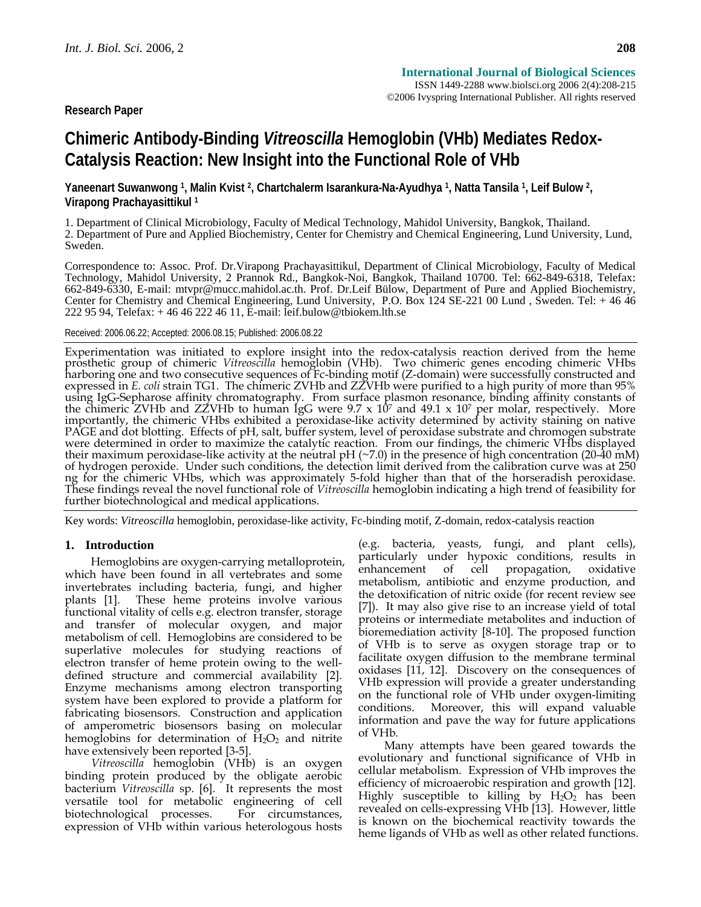International Journal of Biological Sciences
ISSN 1449-2288 www.biolsci.org 2006 2(4):208-215
©2006 Ivyspring International Publisher. All rights reserved

Research Paper

# Chimeric Antibody-Binding *Vitreoscilla* Hemoglobin (VHb) Mediates Redox-Catalysis Reaction: New Insight into the Functional Role of VHb

**Yaneenart Suwanwong [1], Malin Kvist [2], Chartchalerm Isarankura-Na-Ayudhya [1], Natta Tansila [1], Leif Bulow [2], Virapong Prachayasittikul [1]**

1. Department of Clinical Microbiology, Faculty of Medical Technology, Mahidol University, Bangkok, Thailand.
2. Department of Pure and Applied Biochemistry, Center for Chemistry and Chemical Engineering, Lund University, Lund, Sweden.

Correspondence to: Assoc. Prof. Dr.Virapong Prachayasittikul, Department of Clinical Microbiology, Faculty of Medical Technology, Mahidol University, 2 Prannok Rd., Bangkok-Noi, Bangkok, Thailand 10700. Tel: 662-849-6318, Telefax: 662-849-6330, E-mail: mtvpr@mucc.mahidol.ac.th. Prof. Dr.Leif Bülow, Department of Pure and Applied Biochemistry, Center for Chemistry and Chemical Engineering, Lund University, P.O. Box 124 SE-221 00 Lund , Sweden. Tel: + 46 46 222 95 94, Telefax: + 46 46 222 46 11, E-mail: leif.bulow@tbiokem.lth.se

Received: 2006.06.22; Accepted: 2006.08.15; Published: 2006.08.22

Experimentation was initiated to explore insight into the redox-catalysis reaction derived from the heme prosthetic group of chimeric *Vitreoscilla* hemoglobin (VHb). Two chimeric genes encoding chimeric VHbs harboring one and two consecutive sequences of Fc-binding motif (Z-domain) were successfully constructed and expressed in *E. coli* strain TG1. The chimeric ZVHb and ZZVHb were purified to a high purity of more than 95% using IgG-Sepharose affinity chromatography. From surface plasmon resonance, binding affinity constants of the chimeric ZVHb and ZZVHb to human IgG were $9.7 \times 10^7$ and $49.1 \times 10^7$ per molar, respectively. More importantly, the chimeric VHbs exhibited a peroxidase-like activity determined by activity staining on native PAGE and dot blotting. Effects of pH, salt, buffer system, level of peroxidase substrate and chromogen substrate were determined in order to maximize the catalytic reaction. From our findings, the chimeric VHbs displayed their maximum peroxidase-like activity at the neutral pH (~7.0) in the presence of high concentration (20-40 mM) of hydrogen peroxide. Under such conditions, the detection limit derived from the calibration curve was at 250 ng for the chimeric VHbs, which was approximately 5-fold higher than that of the horseradish peroxidase. These findings reveal the novel functional role of *Vitreoscilla* hemoglobin indicating a high trend of feasibility for further biotechnological and medical applications.

Key words: *Vitreoscilla* hemoglobin, peroxidase-like activity, Fc-binding motif, Z-domain, redox-catalysis reaction

## 1. Introduction

Hemoglobins are oxygen-carrying metalloprotein, which have been found in all vertebrates and some invertebrates including bacteria, fungi, and higher plants [1]. These heme proteins involve various functional vitality of cells e.g. electron transfer, storage and transfer of molecular oxygen, and major metabolism of cell. Hemoglobins are considered to be superlative molecules for studying reactions of electron transfer of heme protein owing to the well-defined structure and commercial availability [2]. Enzyme mechanisms among electron transporting system have been explored to provide a platform for fabricating biosensors. Construction and application of amperometric biosensors basing on molecular hemoglobins for determination of $H_2O_2$ and nitrite have extensively been reported [3-5].

*Vitreoscilla* hemoglobin (VHb) is an oxygen binding protein produced by the obligate aerobic bacterium *Vitreoscilla* sp. [6]. It represents the most versatile tool for metabolic engineering of cell biotechnological processes. For circumstances, expression of VHb within various heterologous hosts (e.g. bacteria, yeasts, fungi, and plant cells), particularly under hypoxic conditions, results in enhancement of cell propagation, oxidative metabolism, antibiotic and enzyme production, and the detoxification of nitric oxide (for recent review see [7]). It may also give rise to an increase yield of total proteins or intermediate metabolites and induction of bioremediation activity [8-10]. The proposed function of VHb is to serve as oxygen storage trap or to facilitate oxygen diffusion to the membrane terminal oxidases [11, 12]. Discovery on the consequences of VHb expression will provide a greater understanding on the functional role of VHb under oxygen-limiting conditions. Moreover, this will expand valuable information and pave the way for future applications of VHb.

Many attempts have been geared towards the evolutionary and functional significance of VHb in cellular metabolism. Expression of VHb improves the efficiency of microaerobic respiration and growth [12]. Highly susceptible to killing by $H_2O_2$ has been revealed on cells-expressing VHb [13]. However, little is known on the biochemical reactivity towards the heme ligands of VHb as well as other related functions.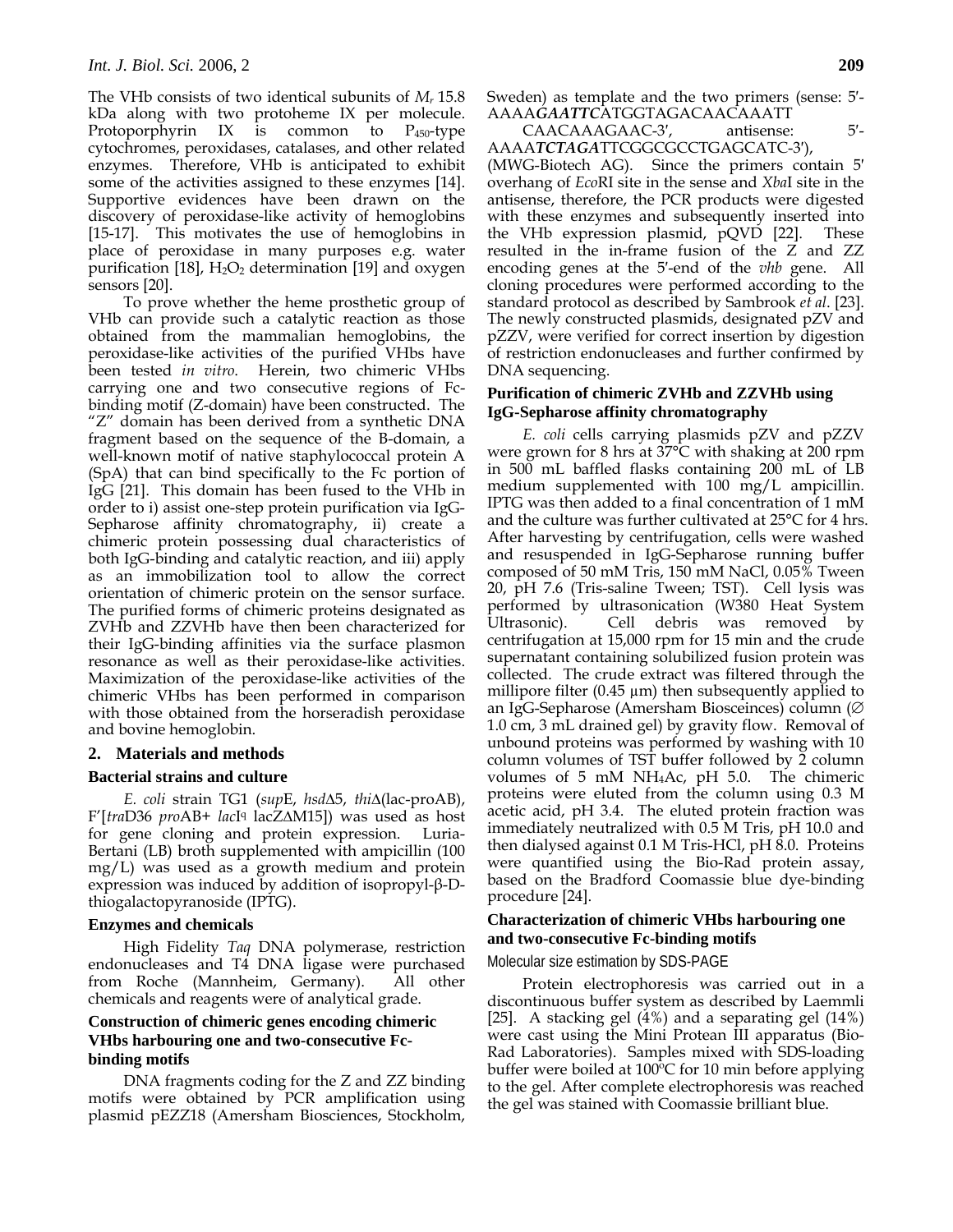The VHb consists of two identical subunits of $M_r$ 15.8 kDa along with two protoheme IX per molecule. Protoporphyrin IX is common to $P_{450}$-type cytochromes, peroxidases, catalases, and other related enzymes. Therefore, VHb is anticipated to exhibit some of the activities assigned to these enzymes [14]. Supportive evidences have been drawn on the discovery of peroxidase-like activity of hemoglobins [15-17]. This motivates the use of hemoglobins in place of peroxidase in many purposes e.g. water purification [18], $H_2O_2$ determination [19] and oxygen sensors [20].

To prove whether the heme prosthetic group of VHb can provide such a catalytic reaction as those obtained from the mammalian hemoglobins, the peroxidase-like activities of the purified VHbs have been tested *in vitro*. Herein, two chimeric VHbs carrying one and two consecutive regions of Fc-binding motif (Z-domain) have been constructed. The "Z" domain has been derived from a synthetic DNA fragment based on the sequence of the B-domain, a well-known motif of native staphylococcal protein A (SpA) that can bind specifically to the Fc portion of IgG [21]. This domain has been fused to the VHb in order to i) assist one-step protein purification via IgG-Sepharose affinity chromatography, ii) create a chimeric protein possessing dual characteristics of both IgG-binding and catalytic reaction, and iii) apply as an immobilization tool to allow the correct orientation of chimeric protein on the sensor surface. The purified forms of chimeric proteins designated as ZVHb and ZZVHb have then been characterized for their IgG-binding affinities via the surface plasmon resonance as well as their peroxidase-like activities. Maximization of the peroxidase-like activities of the chimeric VHbs has been performed in comparison with those obtained from the horseradish peroxidase and bovine hemoglobin.

## 2. Materials and methods

### Bacterial strains and culture

*E. coli* strain TG1 (*sup*E, *hsd*Δ5, *thi*Δ(lac-proAB), F′[*tra*D36 *pro*AB+ *lac*I$^q$ lacZΔM15]) was used as host for gene cloning and protein expression. Luria-Bertani (LB) broth supplemented with ampicillin (100 mg/L) was used as a growth medium and protein expression was induced by addition of isopropyl-β-D-thiogalactopyranoside (IPTG).

### Enzymes and chemicals

High Fidelity *Taq* DNA polymerase, restriction endonucleases and T4 DNA ligase were purchased from Roche (Mannheim, Germany). All other chemicals and reagents were of analytical grade.

### Construction of chimeric genes encoding chimeric VHbs harbouring one and two-consecutive Fc-binding motifs

DNA fragments coding for the Z and ZZ binding motifs were obtained by PCR amplification using plasmid pEZZ18 (Amersham Biosciences, Stockholm, Sweden) as template and the two primers (sense: 5′-AAAA***GAATTC***ATGGTAGACAACAAATT CAACAAAGAAC-3′, antisense: 5′-AAAA***TCTAGA***TTCGGCGCCTGAGCATC-3′), (MWG-Biotech AG). Since the primers contain 5′ overhang of *Eco*RI site in the sense and *Xba*I site in the antisense, therefore, the PCR products were digested with these enzymes and subsequently inserted into the VHb expression plasmid, pQVD [22]. These resulted in the in-frame fusion of the Z and ZZ encoding genes at the 5′-end of the *vhb* gene. All cloning procedures were performed according to the standard protocol as described by Sambrook *et al*. [23]. The newly constructed plasmids, designated pZV and pZZV, were verified for correct insertion by digestion of restriction endonucleases and further confirmed by DNA sequencing.

### Purification of chimeric ZVHb and ZZVHb using IgG-Sepharose affinity chromatography

*E. coli* cells carrying plasmids pZV and pZZV were grown for 8 hrs at 37°C with shaking at 200 rpm in 500 mL baffled flasks containing 200 mL of LB medium supplemented with 100 mg/L ampicillin. IPTG was then added to a final concentration of 1 mM and the culture was further cultivated at 25°C for 4 hrs. After harvesting by centrifugation, cells were washed and resuspended in IgG-Sepharose running buffer composed of 50 mM Tris, 150 mM NaCl, 0.05% Tween 20, pH 7.6 (Tris-saline Tween; TST). Cell lysis was performed by ultrasonication (W380 Heat System Ultrasonic). Cell debris was removed by centrifugation at 15,000 rpm for 15 min and the crude supernatant containing solubilized fusion protein was collected. The crude extract was filtered through the millipore filter (0.45 µm) then subsequently applied to an IgG-Sepharose (Amersham Bioseiences) column (∅ 1.0 cm, 3 mL drained gel) by gravity flow. Removal of unbound proteins was performed by washing with 10 column volumes of TST buffer followed by 2 column volumes of 5 mM $NH_4Ac$, pH 5.0. The chimeric proteins were eluted from the column using 0.3 M acetic acid, pH 3.4. The eluted protein fraction was immediately neutralized with 0.5 M Tris, pH 10.0 and then dialysed against 0.1 M Tris-HCl, pH 8.0. Proteins were quantified using the Bio-Rad protein assay, based on the Bradford Coomassie blue dye-binding procedure [24].

### Characterization of chimeric VHbs harbouring one and two-consecutive Fc-binding motifs

#### Molecular size estimation by SDS-PAGE

Protein electrophoresis was carried out in a discontinuous buffer system as described by Laemmli [25]. A stacking gel (4%) and a separating gel (14%) were cast using the Mini Protean III apparatus (Bio-Rad Laboratories). Samples mixed with SDS-loading buffer were boiled at 100ºC for 10 min before applying to the gel. After complete electrophoresis was reached the gel was stained with Coomassie brilliant blue.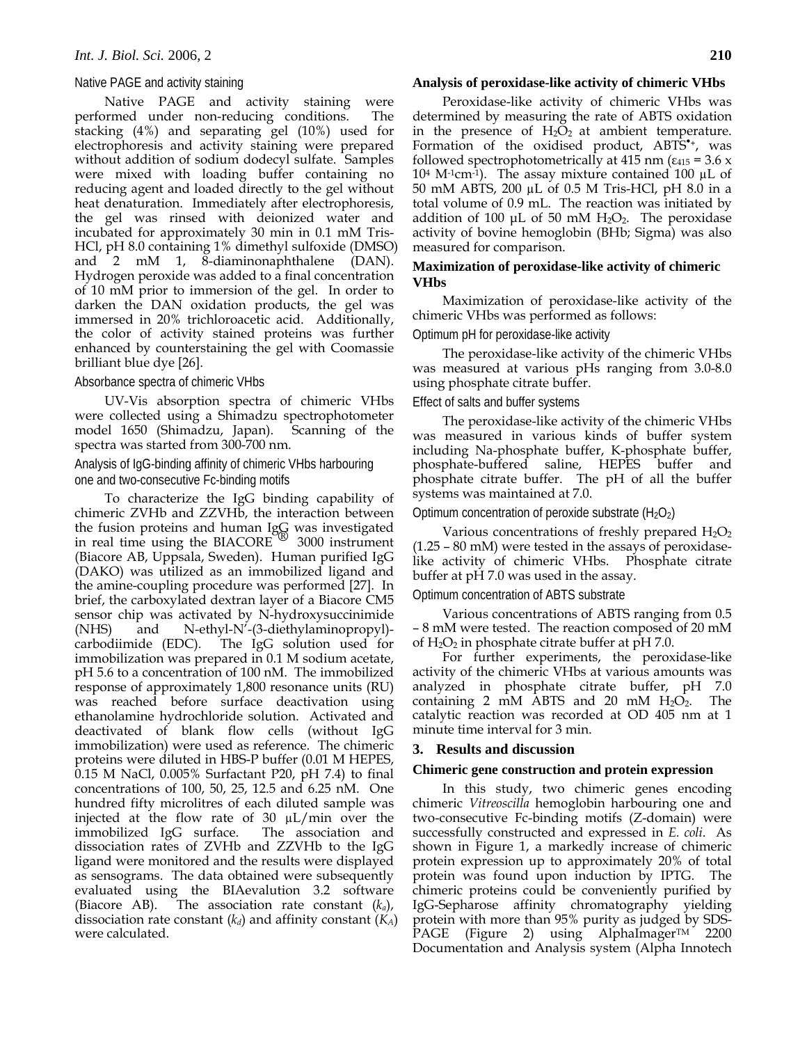### Native PAGE and activity staining

Native PAGE and activity staining were performed under non-reducing conditions. The stacking (4%) and separating gel (10%) used for electrophoresis and activity staining were prepared without addition of sodium dodecyl sulfate. Samples were mixed with loading buffer containing no reducing agent and loaded directly to the gel without heat denaturation. Immediately after electrophoresis, the gel was rinsed with deionized water and incubated for approximately 30 min in 0.1 mM Tris-HCl, pH 8.0 containing 1% dimethyl sulfoxide (DMSO) and 2 mM 1, 8-diaminonaphthalene (DAN). Hydrogen peroxide was added to a final concentration of 10 mM prior to immersion of the gel. In order to darken the DAN oxidation products, the gel was immersed in 20% trichloroacetic acid. Additionally, the color of activity stained proteins was further enhanced by counterstaining the gel with Coomassie brilliant blue dye [26].

### Absorbance spectra of chimeric VHbs

UV-Vis absorption spectra of chimeric VHbs were collected using a Shimadzu spectrophotometer model 1650 (Shimadzu, Japan). Scanning of the spectra was started from 300-700 nm.

### Analysis of IgG-binding affinity of chimeric VHbs harbouring one and two-consecutive Fc-binding motifs

To characterize the IgG binding capability of chimeric ZVHb and ZZVHb, the interaction between the fusion proteins and human IgG was investigated in real time using the BIACORE® 3000 instrument (Biacore AB, Uppsala, Sweden). Human purified IgG (DAKO) was utilized as an immobilized ligand and the amine-coupling procedure was performed [27]. In brief, the carboxylated dextran layer of a Biacore CM5 sensor chip was activated by N-hydroxysuccinimide (NHS) and N-ethyl-N′-(3-diethylaminopropyl)-carbodiimide (EDC). The IgG solution used for immobilization was prepared in 0.1 M sodium acetate, pH 5.6 to a concentration of 100 nM. The immobilized response of approximately 1,800 resonance units (RU) was reached before surface deactivation using ethanolamine hydrochloride solution. Activated and deactivated of blank flow cells (without IgG immobilization) were used as reference. The chimeric proteins were diluted in HBS-P buffer (0.01 M HEPES, 0.15 M NaCl, 0.005% Surfactant P20, pH 7.4) to final concentrations of 100, 50, 25, 12.5 and 6.25 nM. One hundred fifty microlitres of each diluted sample was injected at the flow rate of 30 µL/min over the immobilized IgG surface. The association and dissociation rates of ZVHb and ZZVHb to the IgG ligand were monitored and the results were displayed as sensograms. The data obtained were subsequently evaluated using the BIAevalution 3.2 software (Biacore AB). The association rate constant ($k_a$), dissociation rate constant ($k_d$) and affinity constant ($K_A$) were calculated.

### Analysis of peroxidase-like activity of chimeric VHbs

Peroxidase-like activity of chimeric VHbs was determined by measuring the rate of ABTS oxidation in the presence of $H_2O_2$ at ambient temperature. Formation of the oxidised product, $ABTS^{\bullet +}$, was followed spectrophotometrically at 415 nm ($\varepsilon_{415} = 3.6 \times 10^4$ $M^{-1}cm^{-1}$). The assay mixture contained 100 µL of 50 mM ABTS, 200 µL of 0.5 M Tris-HCl, pH 8.0 in a total volume of 0.9 mL. The reaction was initiated by addition of 100 µL of 50 mM $H_2O_2$. The peroxidase activity of bovine hemoglobin (BHb; Sigma) was also measured for comparison.

### Maximization of peroxidase-like activity of chimeric VHbs

Maximization of peroxidase-like activity of the chimeric VHbs was performed as follows:

#### Optimum pH for peroxidase-like activity

The peroxidase-like activity of the chimeric VHbs was measured at various pHs ranging from 3.0-8.0 using phosphate citrate buffer.

#### Effect of salts and buffer systems

The peroxidase-like activity of the chimeric VHbs was measured in various kinds of buffer system including Na-phosphate buffer, K-phosphate buffer, phosphate-buffered saline, HEPES buffer and phosphate citrate buffer. The pH of all the buffer systems was maintained at 7.0.

#### Optimum concentration of peroxide substrate ($H_2O_2$)

Various concentrations of freshly prepared $H_2O_2$ (1.25 – 80 mM) were tested in the assays of peroxidase-like activity of chimeric VHbs. Phosphate citrate buffer at pH 7.0 was used in the assay.

#### Optimum concentration of ABTS substrate

Various concentrations of ABTS ranging from 0.5 – 8 mM were tested. The reaction composed of 20 mM of $H_2O_2$ in phosphate citrate buffer at pH 7.0.

For further experiments, the peroxidase-like activity of the chimeric VHbs at various amounts was analyzed in phosphate citrate buffer, pH 7.0 containing 2 mM ABTS and 20 mM $H_2O_2$. The catalytic reaction was recorded at OD 405 nm at 1 minute time interval for 3 min.

## 3. Results and discussion

### Chimeric gene construction and protein expression

In this study, two chimeric genes encoding chimeric *Vitreoscilla* hemoglobin harbouring one and two-consecutive Fc-binding motifs (Z-domain) were successfully constructed and expressed in *E. coli*. As shown in Figure 1, a markedly increase of chimeric protein expression up to approximately 20% of total protein was found upon induction by IPTG. The chimeric proteins could be conveniently purified by IgG-Sepharose affinity chromatography yielding protein with more than 95% purity as judged by SDS-PAGE (Figure 2) using AlphaImager™ 2200 Documentation and Analysis system (Alpha Innotech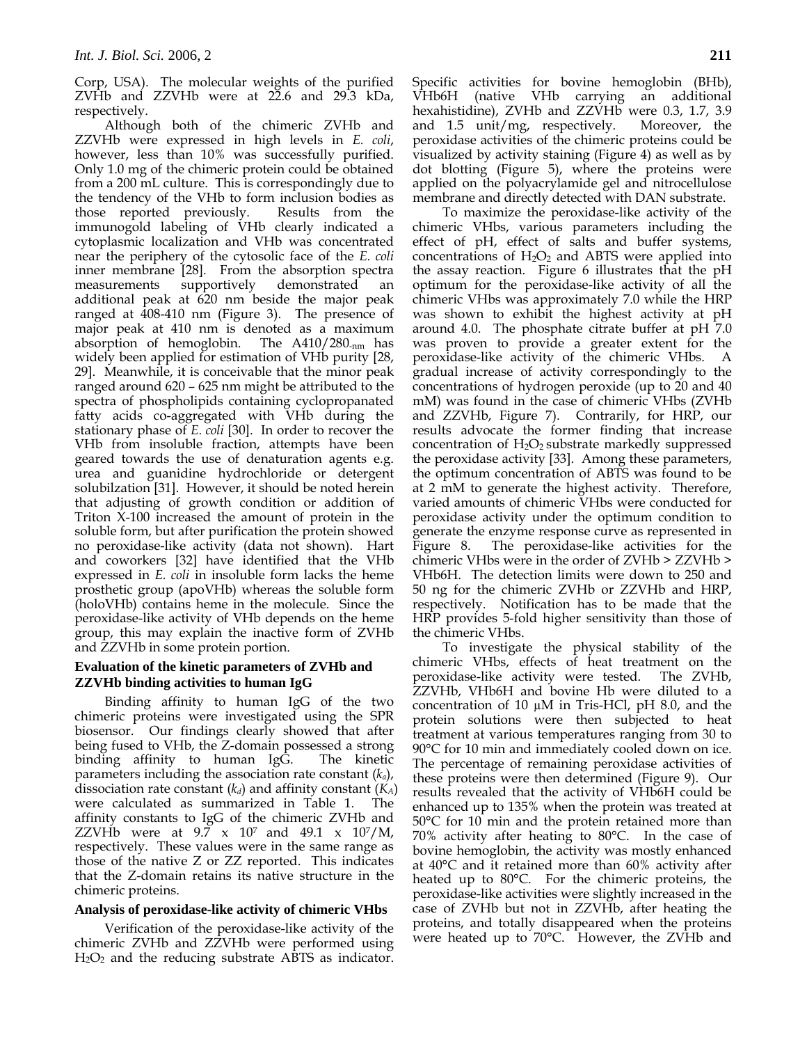Corp, USA). The molecular weights of the purified ZVHb and ZZVHb were at 22.6 and 29.3 kDa, respectively.

Although both of the chimeric ZVHb and ZZVHb were expressed in high levels in *E. coli*, however, less than 10% was successfully purified. Only 1.0 mg of the chimeric protein could be obtained from a 200 mL culture. This is correspondingly due to the tendency of the VHb to form inclusion bodies as those reported previously. Results from the immunogold labeling of VHb clearly indicated a cytoplasmic localization and VHb was concentrated near the periphery of the cytosolic face of the *E. coli* inner membrane [28]. From the absorption spectra measurements supportively demonstrated an additional peak at 620 nm beside the major peak ranged at 408-410 nm (Figure 3). The presence of major peak at 410 nm is denoted as a maximum absorption of hemoglobin. The $A410/280_{-nm}$ has widely been applied for estimation of VHb purity [28, 29]. Meanwhile, it is conceivable that the minor peak ranged around 620 – 625 nm might be attributed to the spectra of phospholipids containing cyclopropanated fatty acids co-aggregated with VHb during the stationary phase of *E. coli* [30]. In order to recover the VHb from insoluble fraction, attempts have been geared towards the use of denaturation agents e.g. urea and guanidine hydrochloride or detergent solubilzation [31]. However, it should be noted herein that adjusting of growth condition or addition of Triton X-100 increased the amount of protein in the soluble form, but after purification the protein showed no peroxidase-like activity (data not shown). Hart and coworkers [32] have identified that the VHb expressed in *E. coli* in insoluble form lacks the heme prosthetic group (apoVHb) whereas the soluble form (holoVHb) contains heme in the molecule. Since the peroxidase-like activity of VHb depends on the heme group, this may explain the inactive form of ZVHb and ZZVHb in some protein portion.

### Evaluation of the kinetic parameters of ZVHb and ZZVHb binding activities to human IgG

Binding affinity to human IgG of the two chimeric proteins were investigated using the SPR biosensor. Our findings clearly showed that after being fused to VHb, the Z-domain possessed a strong binding affinity to human IgG. The kinetic parameters including the association rate constant ($k_a$), dissociation rate constant ($k_d$) and affinity constant ($K_A$) were calculated as summarized in Table 1. The affinity constants to IgG of the chimeric ZVHb and ZZVHb were at 9.7 x $10^7$ and 49.1 x $10^7$/M, respectively. These values were in the same range as those of the native Z or ZZ reported. This indicates that the Z-domain retains its native structure in the chimeric proteins.

### Analysis of peroxidase-like activity of chimeric VHbs

Verification of the peroxidase-like activity of the chimeric ZVHb and ZZVHb were performed using $H_2O_2$ and the reducing substrate ABTS as indicator. Specific activities for bovine hemoglobin (BHb), VHb6H (native VHb carrying an additional hexahistidine), ZVHb and ZZVHb were 0.3, 1.7, 3.9 and 1.5 unit/mg, respectively. Moreover, the peroxidase activities of the chimeric proteins could be visualized by activity staining (Figure 4) as well as by dot blotting (Figure 5), where the proteins were applied on the polyacrylamide gel and nitrocellulose membrane and directly detected with DAN substrate.

To maximize the peroxidase-like activity of the chimeric VHbs, various parameters including the effect of pH, effect of salts and buffer systems, concentrations of $H_2O_2$ and ABTS were applied into the assay reaction. Figure 6 illustrates that the pH optimum for the peroxidase-like activity of all the chimeric VHbs was approximately 7.0 while the HRP was shown to exhibit the highest activity at pH around 4.0. The phosphate citrate buffer at pH 7.0 was proven to provide a greater extent for the peroxidase-like activity of the chimeric VHbs. A gradual increase of activity correspondingly to the concentrations of hydrogen peroxide (up to 20 and 40 mM) was found in the case of chimeric VHbs (ZVHb and ZZVHb, Figure 7). Contrarily, for HRP, our results advocate the former finding that increase concentration of $H_2O_2$ substrate markedly suppressed the peroxidase activity [33]. Among these parameters, the optimum concentration of ABTS was found to be at 2 mM to generate the highest activity. Therefore, varied amounts of chimeric VHbs were conducted for peroxidase activity under the optimum condition to generate the enzyme response curve as represented in Figure 8. The peroxidase-like activities for the chimeric VHbs were in the order of ZVHb > ZZVHb > VHb6H. The detection limits were down to 250 and 50 ng for the chimeric ZVHb or ZZVHb and HRP, respectively. Notification has to be made that the HRP provides 5-fold higher sensitivity than those of the chimeric VHbs.

To investigate the physical stability of the chimeric VHbs, effects of heat treatment on the peroxidase-like activity were tested. The ZVHb, ZZVHb, VHb6H and bovine Hb were diluted to a concentration of 10 µM in Tris-HCl, pH 8.0, and the protein solutions were then subjected to heat treatment at various temperatures ranging from 30 to 90°C for 10 min and immediately cooled down on ice. The percentage of remaining peroxidase activities of these proteins were then determined (Figure 9). Our results revealed that the activity of VHb6H could be enhanced up to 135% when the protein was treated at 50°C for 10 min and the protein retained more than 70% activity after heating to 80°C. In the case of bovine hemoglobin, the activity was mostly enhanced at 40°C and it retained more than 60% activity after heated up to 80°C. For the chimeric proteins, the peroxidase-like activities were slightly increased in the case of ZVHb but not in ZZVHb, after heating the proteins, and totally disappeared when the proteins were heated up to 70°C. However, the ZVHb and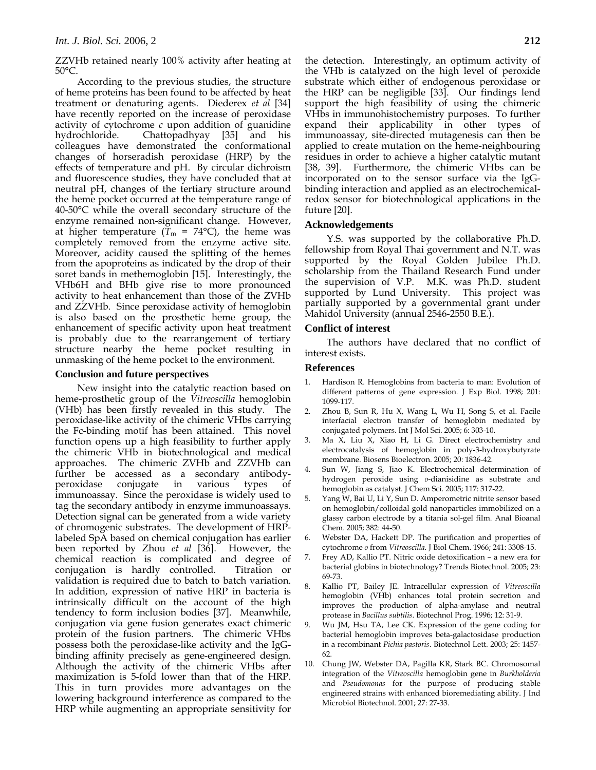ZZVHb retained nearly 100% activity after heating at 50°C.

According to the previous studies, the structure of heme proteins has been found to be affected by heat treatment or denaturing agents. Diederex *et al* [34] have recently reported on the increase of peroxidase activity of cytochrome *c* upon addition of guanidine hydrochloride. Chattopadhyay [35] and his colleagues have demonstrated the conformational changes of horseradish peroxidase (HRP) by the effects of temperature and pH. By circular dichroism and fluorescence studies, they have concluded that at neutral pH, changes of the tertiary structure around the heme pocket occurred at the temperature range of 40-50°C while the overall secondary structure of the enzyme remained non-significant change. However, at higher temperature ($T_m$ = 74°C), the heme was completely removed from the enzyme active site. Moreover, acidity caused the splitting of the hemes from the apoproteins as indicated by the drop of their soret bands in methemoglobin [15]. Interestingly, the VHb6H and BHb give rise to more pronounced activity to heat enhancement than those of the ZVHb and ZZVHb. Since peroxidase activity of hemoglobin is also based on the prosthetic heme group, the enhancement of specific activity upon heat treatment is probably due to the rearrangement of tertiary structure nearby the heme pocket resulting in unmasking of the heme pocket to the environment.

## Conclusion and future perspectives

New insight into the catalytic reaction based on heme-prosthetic group of the *Vitreoscilla* hemoglobin (VHb) has been firstly revealed in this study. The peroxidase-like activity of the chimeric VHbs carrying the Fc-binding motif has been attained. This novel function opens up a high feasibility to further apply the chimeric VHb in biotechnological and medical approaches. The chimeric ZVHb and ZZVHb can further be accessed as a secondary antibody-peroxidase conjugate in various types of immunoassay. Since the peroxidase is widely used to tag the secondary antibody in enzyme immunoassays. Detection signal can be generated from a wide variety of chromogenic substrates. The development of HRP-labeled SpA based on chemical conjugation has earlier been reported by Zhou *et al* [36]. However, the chemical reaction is complicated and degree of conjugation is hardly controlled. Titration or validation is required due to batch to batch variation. In addition, expression of native HRP in bacteria is intrinsically difficult on the account of the high tendency to form inclusion bodies [37]. Meanwhile, conjugation via gene fusion generates exact chimeric protein of the fusion partners. The chimeric VHbs possess both the peroxidase-like activity and the IgG-binding affinity precisely as gene-engineered design. Although the activity of the chimeric VHbs after maximization is 5-fold lower than that of the HRP. This in turn provides more advantages on the lowering background interference as compared to the HRP while augmenting an appropriate sensitivity for the detection. Interestingly, an optimum activity of the VHb is catalyzed on the high level of peroxide substrate which either of endogenous peroxidase or the HRP can be negligible [33]. Our findings lend support the high feasibility of using the chimeric VHbs in immunohistochemistry purposes. To further expand their applicability in other types of immunoassay, site-directed mutagenesis can then be applied to create mutation on the heme-neighbouring residues in order to achieve a higher catalytic mutant [38, 39]. Furthermore, the chimeric VHbs can be incorporated on to the sensor surface via the IgG-binding interaction and applied as an electrochemical-redox sensor for biotechnological applications in the future [20].

## Acknowledgements

Y.S. was supported by the collaborative Ph.D. fellowship from Royal Thai government and N.T. was supported by the Royal Golden Jubilee Ph.D. scholarship from the Thailand Research Fund under the supervision of V.P. M.K. was Ph.D. student supported by Lund University. This project was partially supported by a governmental grant under Mahidol University (annual 2546-2550 B.E.).

## Conflict of interest

The authors have declared that no conflict of interest exists.

## References

1. Hardison R. Hemoglobins from bacteria to man: Evolution of different patterns of gene expression. J Exp Biol. 1998; 201: 1099-117.
2. Zhou B, Sun R, Hu X, Wang L, Wu H, Song S, et al. Facile interfacial electron transfer of hemoglobin mediated by conjugated polymers. Int J Mol Sci. 2005; 6: 303-10.
3. Ma X, Liu X, Xiao H, Li G. Direct electrochemistry and electrocatalysis of hemoglobin in poly-3-hydroxybutyrate membrane. Biosens Bioelectron. 2005; 20: 1836-42.
4. Sun W, Jiang S, Jiao K. Electrochemical determination of hydrogen peroxide using *o*-dianisidine as substrate and hemoglobin as catalyst. J Chem Sci. 2005; 117: 317-22.
5. Yang W, Bai U, Li Y, Sun D. Amperometric nitrite sensor based on hemoglobin/colloidal gold nanoparticles immobilized on a glassy carbon electrode by a titania sol-gel film. Anal Bioanal Chem. 2005; 382: 44-50.
6. Webster DA, Hackett DP. The purification and properties of cytochrome *o* from *Vitreoscilla*. J Biol Chem. 1966; 241: 3308-15.
7. Frey AD, Kallio PT. Nitric oxide detoxification – a new era for bacterial globins in biotechnology? Trends Biotechnol. 2005; 23: 69-73.
8. Kallio PT, Bailey JE. Intracellular expression of *Vitreoscilla* hemoglobin (VHb) enhances total protein secretion and improves the production of alpha-amylase and neutral protease in *Bacillus subtilis*. Biotechnol Prog. 1996; 12: 31-9.
9. Wu JM, Hsu TA, Lee CK. Expression of the gene coding for bacterial hemoglobin improves beta-galactosidase production in a recombinant *Pichia pastoris*. Biotechnol Lett. 2003; 25: 1457-62.
10. Chung JW, Webster DA, Pagilla KR, Stark BC. Chromosomal integration of the *Vitreoscilla* hemoglobin gene in *Burkholderia* and *Pseudomonas* for the purpose of producing stable engineered strains with enhanced bioremediating ability. J Ind Microbiol Biotechnol. 2001; 27: 27-33.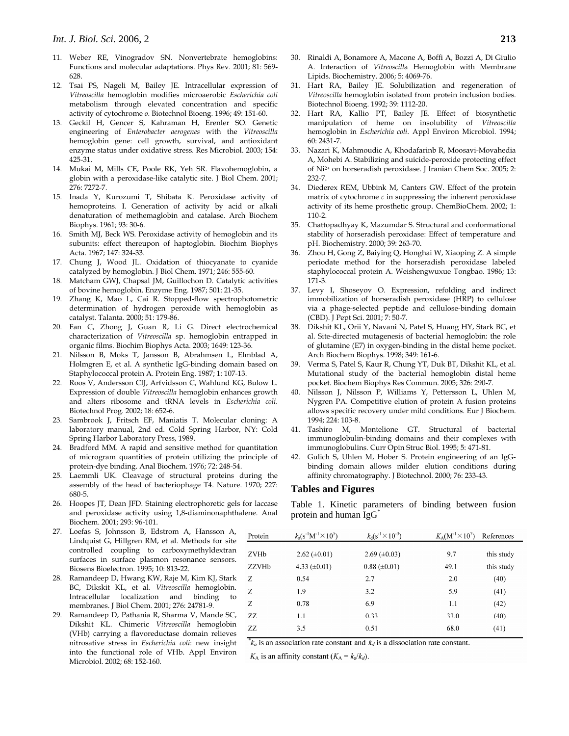11. Weber RE, Vinogradov SN. Nonvertebrate hemoglobins: Functions and molecular adaptations. Phys Rev. 2001; 81: 569-628.
12. Tsai PS, Nageli M, Bailey JE. Intracellular expression of *Vitreoscilla* hemoglobin modifies microaerobic *Escherichia coli* metabolism through elevated concentration and specific activity of cytochrome *o*. Biotechnol Bioeng. 1996; 49: 151-60.
13. Geckil H, Gencer S, Kahraman H, Erenler SO. Genetic engineering of *Enterobacter aerogenes* with the *Vitreoscilla* hemoglobin gene: cell growth, survival, and antioxidant enzyme status under oxidative stress. Res Microbiol. 2003; 154: 425-31.
14. Mukai M, Mills CE, Poole RK, Yeh SR. Flavohemoglobin, a globin with a peroxidase-like catalytic site. J Biol Chem. 2001; 276: 7272-7.
15. Inada Y, Kurozumi T, Shibata K. Peroxidase activity of hemoproteins. I. Generation of activity by acid or alkali denaturation of methemaglobin and catalase. Arch Biochem Biophys. 1961; 93: 30-6.
16. Smith MJ, Beck WS. Peroxidase activity of hemoglobin and its subunits: effect thereupon of haptoglobin. Biochim Biophys Acta. 1967; 147: 324-33.
17. Chung J, Wood JL. Oxidation of thiocyanate to cyanide catalyzed by hemoglobin. J Biol Chem. 1971; 246: 555-60.
18. Matcham GWJ, Chapsal JM, Guillochon D. Catalytic activities of bovine hemoglobin. Enzyme Eng. 1987; 501: 21-35.
19. Zhang K, Mao L, Cai R. Stopped-flow spectrophotometric determination of hydrogen peroxide with hemoglobin as catalyst. Talanta. 2000; 51: 179-86.
20. Fan C, Zhong J, Guan R, Li G. Direct electrochemical characterization of *Vitreoscilla* sp. hemoglobin entrapped in organic films. Biochim Biophys Acta. 2003; 1649: 123-36.
21. Nilsson B, Moks T, Jansson B, Abrahmsen L, Elmblad A, Holmgren E, et al. A synthetic IgG-binding domain based on Staphylococcal protein A. Protein Eng. 1987; 1: 107-13.
22. Roos V, Andersson CIJ, Arfvidsson C, Wahlund KG, Bulow L. Expression of double *Vitreoscilla* hemoglobin enhances growth and alters ribosome and tRNA levels in *Escherichia coli*. Biotechnol Prog. 2002; 18: 652-6.
23. Sambrook J, Fritsch EF, Maniatis T. Molecular cloning: A laboratory manual, 2nd ed. Cold Spring Harbor, NY: Cold Spring Harbor Laboratory Press, 1989.
24. Bradford MM. A rapid and sensitive method for quantitation of microgram quantities of protein utilizing the principle of protein-dye binding. Anal Biochem. 1976; 72: 248-54.
25. Laemmli UK. Cleavage of structural proteins during the assembly of the head of bacteriophage T4. Nature. 1970; 227: 680-5.
26. Hoopes JT, Dean JFD. Staining electrophoretic gels for laccase and peroxidase activity using 1,8-diaminonaphthalene. Anal Biochem. 2001; 293: 96-101.
27. Loefas S, Johnsson B, Edstrom A, Hansson A, Lindquist G, Hillgren RM, et al. Methods for site controlled coupling to carboxymethyldextran surfaces in surface plasmon resonance sensors. Biosens Bioelectron. 1995; 10: 813-22.
28. Ramandeep D, Hwang KW, Raje M, Kim KJ, Stark BC, Dikskit KL, et al. *Vitreoscilla* hemoglobin. Intracellular localization and binding to membranes. J Biol Chem. 2001; 276: 24781-9.
29. Ramandeep D, Pathania R, Sharma V, Mande SC, Dikshit KL. Chimeric *Vitreoscilla* hemoglobin (VHb) carrying a flavoreductase domain relieves nitrosative stress in *Escherichia coli*: new insight into the functional role of VHb. Appl Environ Microbiol. 2002; 68: 152-160.
30. Rinaldi A, Bonamore A, Macone A, Boffi A, Bozzi A, Di Giulio A. Interaction of *Vitreoscill*a Hemoglobin with Membrane Lipids. Biochemistry. 2006; 5: 4069-76.
31. Hart RA, Bailey JE. Solubilization and regeneration of *Vitreoscilla* hemoglobin isolated from protein inclusion bodies. Biotechnol Bioeng. 1992; 39: 1112-20.
32. Hart RA, Kallio PT, Bailey JE. Effect of biosynthetic manipulation of heme on insolubility of *Vitreoscilla* hemoglobin in *Escherichia coli*. Appl Environ Microbiol. 1994; 60: 2431-7.
33. Nazari K, Mahmoudic A, Khodafarinb R, Moosavi-Movahedia A, Mohebi A. Stabilizing and suicide-peroxide protecting effect of $Ni^{2+}$ on horseradish peroxidase. J Iranian Chem Soc. 2005; 2: 232-7.
34. Diederex REM, Ubbink M, Canters GW. Effect of the protein matrix of cytochrome *c* in suppressing the inherent peroxidase activity of its heme prosthetic group. ChemBioChem. 2002; 1: 110-2.
35. Chattopadhyay K, Mazumdar S. Structural and conformational stability of horseradish peroxidase: Effect of temperature and pH. Biochemistry. 2000; 39: 263-70.
36. Zhou H, Gong Z, Baiying Q, Honghai W, Xiaoping Z. A simple periodate method for the horseradish peroxidase labeled staphylococcal protein A. Weishengwuxue Tongbao. 1986; 13: 171-3.
37. Levy I, Shoseyov O. Expression, refolding and indirect immobilization of horseradish peroxidase (HRP) to cellulose via a phage-selected peptide and cellulose-binding domain (CBD). J Pept Sci. 2001; 7: 50-7.
38. Dikshit KL, Orii Y, Navani N, Patel S, Huang HY, Stark BC, et al. Site-directed mutagenesis of bacterial hemoglobin: the role of glutamine (E7) in oxygen-binding in the distal heme pocket. Arch Biochem Biophys. 1998; 349: 161-6.
39. Verma S, Patel S, Kaur R, Chung YT, Duk BT, Dikshit KL, et al. Mutational study of the bacterial hemoglobin distal heme pocket. Biochem Biophys Res Commun. 2005; 326: 290-7.
40. Nilsson J, Nilsson P, Williams Y, Pettersson L, Uhlen M, Nygren PA. Competitive elution of protein A fusion proteins allows specific recovery under mild conditions. Eur J Biochem. 1994; 224: 103-8.
41. Tashiro M, Montelione GT. Structural of bacterial immunoglobulin-binding domains and their complexes with immunoglobulins. Curr Opin Struc Biol. 1995; 5: 471-81.
42. Gulich S, Uhlen M, Hober S. Protein engineering of an IgG-binding domain allows milder elution conditions during affinity chromatography. J Biotechnol. 2000; 76: 233-43.

## Tables and Figures

Table 1. Kinetic parameters of binding between fusion protein and human IgG*

| Protein | $k_a (s^{-1}M^{-1} \times 10^5)$ | $k_d (s^{-1} \times 10^{-3})$ | $K_A (M^{-1} \times 10^7)$ | References |
|---|---|---|---|---|
| ZVHb | 2.62 (±0.01) | 2.69 (±0.03) | 9.7 | this study |
| ZZVHb | 4.33 (±0.01) | 0.88 (±0.01) | 49.1 | this study |
| Z | 0.54 | 2.7 | 2.0 | (40) |
| Z | 1.9 | 3.2 | 5.9 | (41) |
| Z | 0.78 | 6.9 | 1.1 | (42) |
| ZZ | 1.1 | 0.33 | 33.0 | (40) |
| ZZ | 3.5 | 0.51 | 68.0 | (41) |

*$k_a$ is an association rate constant and $k_d$ is a dissociation rate constant.

$K_A$ is an affinity constant ($K_A = k_a/k_d$).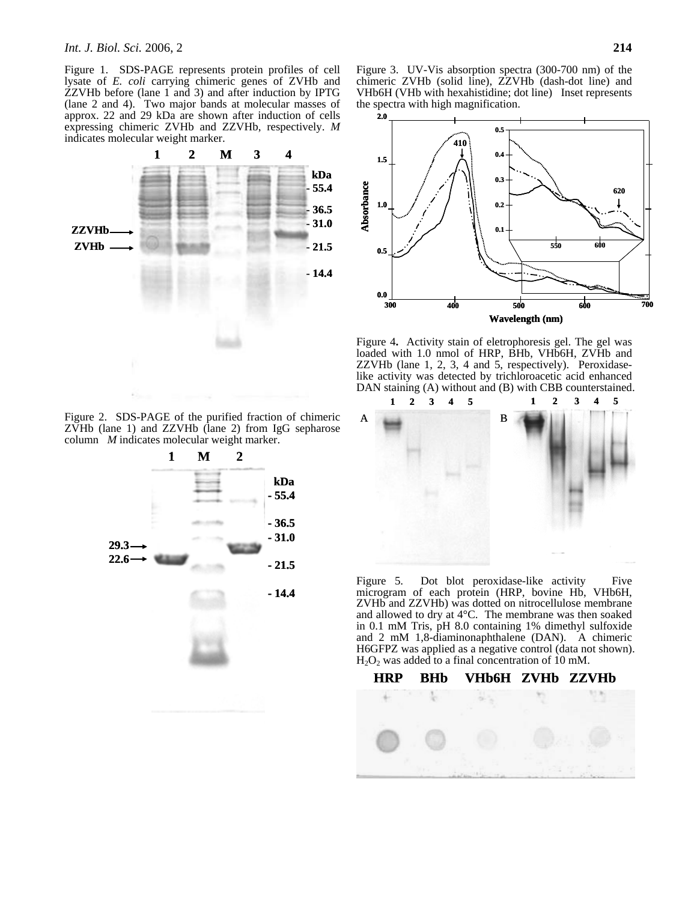Figure 1. SDS-PAGE represents protein profiles of cell lysate of *E. coli* carrying chimeric genes of ZVHb and ZZVHb before (lane 1 and 3) and after induction by IPTG (lane 2 and 4). Two major bands at molecular masses of approx. 22 and 29 kDa are shown after induction of cells expressing chimeric ZVHb and ZZVHb, respectively. *M* indicates molecular weight marker.

Figure 2. SDS-PAGE of the purified fraction of chimeric ZVHb (lane 1) and ZZVHb (lane 2) from IgG sepharose column *M* indicates molecular weight marker.

Figure 3. UV-Vis absorption spectra (300-700 nm) of the chimeric ZVHb (solid line), ZZVHb (dash-dot line) and VHb6H (VHb with hexahistidine; dot line) Inset represents the spectra with high magnification.

Figure 4. Activity stain of eletrophoresis gel. The gel was loaded with 1.0 nmol of HRP, BHb, VHb6H, ZVHb and ZZVHb (lane 1, 2, 3, 4 and 5, respectively). Peroxidase-like activity was detected by trichloroacetic acid enhanced DAN staining (A) without and (B) with CBB counterstained.

Figure 5. Dot blot peroxidase-like activity Five microgram of each protein (HRP, bovine Hb, VHb6H, ZVHb and ZZVHb) was dotted on nitrocellulose membrane and allowed to dry at 4°C. The membrane was then soaked in 0.1 mM Tris, pH 8.0 containing 1% dimethyl sulfoxide and 2 mM 1,8-diaminonaphthalene (DAN). A chimeric H6GFPZ was applied as a negative control (data not shown). $H_2O_2$ was added to a final concentration of 10 mM.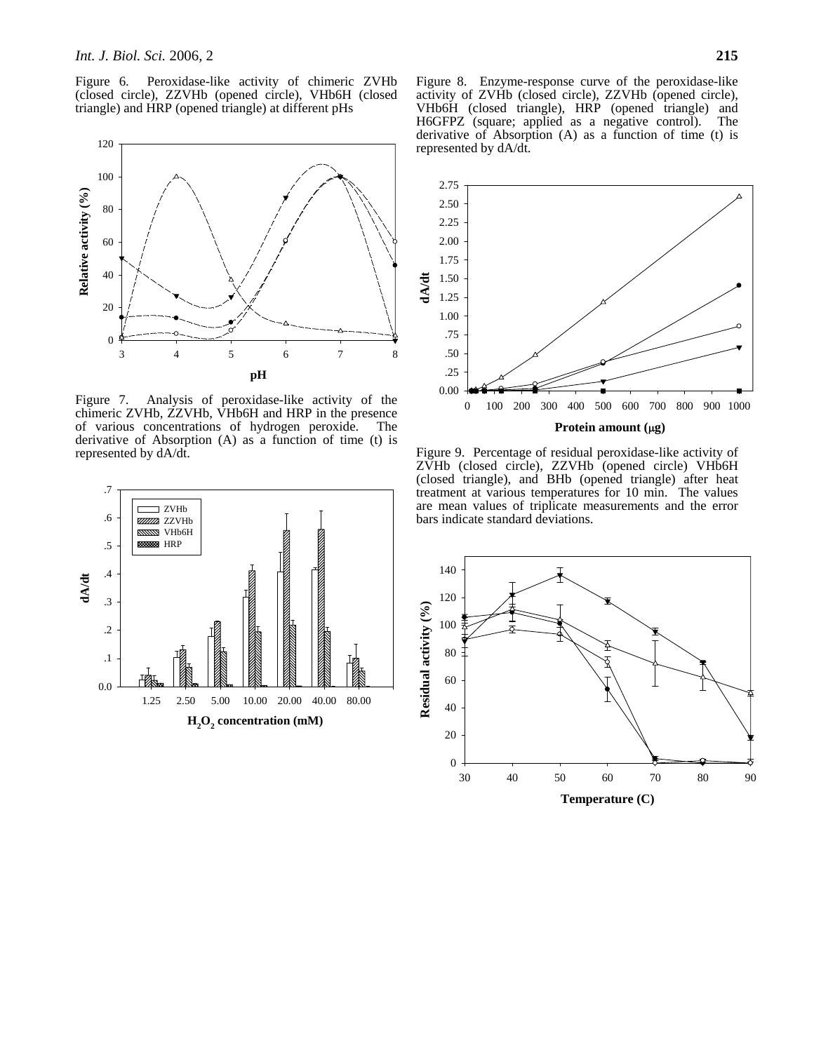Figure 6. Peroxidase-like activity of chimeric ZVHb (closed circle), ZZVHb (opened circle), VHb6H (closed triangle) and HRP (opened triangle) at different pHs

Relative activity (%)

0
20
40
60
80
100
120

3
4
5
6
7
8

pH

Figure 7. Analysis of peroxidase-like activity of the chimeric ZVHb, ZZVHb, VHb6H and HRP in the presence of various concentrations of hydrogen peroxide. The derivative of Absorption (A) as a function of time (t) is represented by dA/dt.

dA/dt

0.0
.1
.2
.3
.4
.5
.6
.7

ZVHb
ZZVHb
VHb6H
HRP

1.25
2.50
5.00
10.00
20.00
40.00
80.00

$H_2O_2$ concentration (mM)

Figure 8. Enzyme-response curve of the peroxidase-like activity of ZVHb (closed circle), ZZVHb (opened circle), VHb6H (closed triangle), HRP (opened triangle) and H6GFPZ (square; applied as a negative control). The derivative of Absorption (A) as a function of time (t) is represented by dA/dt.

dA/dt

0.00
.25
.50
.75
1.00
1.25
1.50
1.75
2.00
2.25
2.50
2.75

0
100
200
300
400
500
600
700
800
900
1000

Protein amount (μg)

Figure 9. Percentage of residual peroxidase-like activity of ZVHb (closed circle), ZZVHb (opened circle) VHb6H (closed triangle), and BHb (opened triangle) after heat treatment at various temperatures for 10 min. The values are mean values of triplicate measurements and the error bars indicate standard deviations.

Residual activity (%)

0
20
40
60
80
100
120
140

30
40
50
60
70
80
90

Temperature (C)